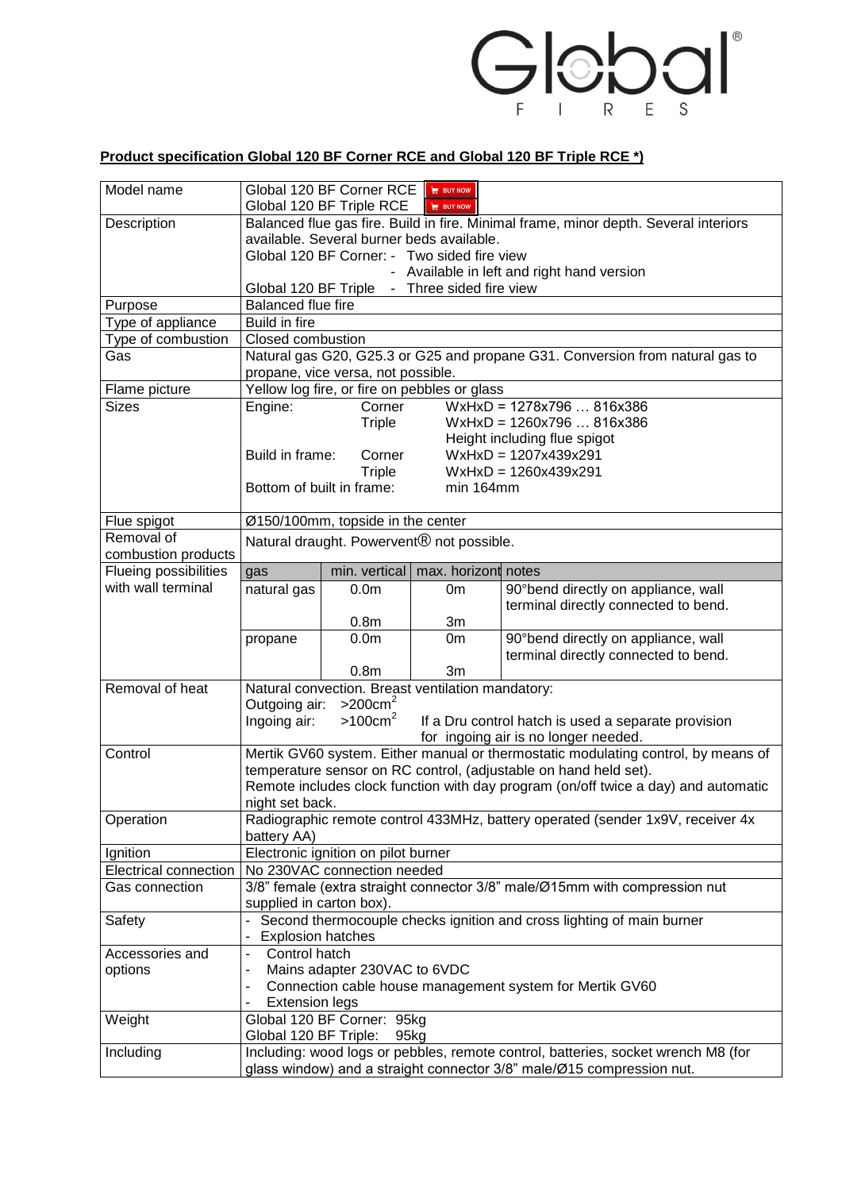**Product specification Global 120 BF Corner RCE and Global 120 BF Triple RCE \*)**

| | | | | |
|---|---|---|---|---|
| Model name | Global 120 BF Corner RCE BUY NOW<br>Global 120 BF Triple RCE BUY NOW | | | |
| Description | Balanced flue gas fire. Build in fire. Minimal frame, minor depth. Several interiors available. Several burner beds available.<br>Global 120 BF Corner: - Two sided fire view<br>- Available in left and right hand version<br>Global 120 BF Triple - Three sided fire view | | | |
| Purpose | Balanced flue fire | | | |
| Type of appliance | Build in fire | | | |
| Type of combustion | Closed combustion | | | |
| Gas | Natural gas G20, G25.3 or G25 and propane G31. Conversion from natural gas to propane, vice versa, not possible. | | | |
| Flame picture | Yellow log fire, or fire on pebbles or glass | | | |
| Sizes | Engine: Corner WxHxD = 1278x796 … 816x386<br>Triple WxHxD = 1260x796 … 816x386<br>Height including flue spigot<br>Build in frame: Corner WxHxD = 1207x439x291<br>Triple WxHxD = 1260x439x291<br>Bottom of built in frame: min 164mm | | | |
| Flue spigot | Ø150/100mm, topside in the center | | | |
| Removal of combustion products | Natural draught. Powervent® not possible. | | | |
| Flueing possibilities with wall terminal | gas | min. vertical | max. horizont | notes |
| | natural gas | 0.0m<br>0.8m | 0m<br>3m | 90°bend directly on appliance, wall terminal directly connected to bend. |
| | propane | 0.0m<br>0.8m | 0m<br>3m | 90°bend directly on appliance, wall terminal directly connected to bend. |
| Removal of heat | Natural convection. Breast ventilation mandatory:<br>Outgoing air: >200cm²<br>Ingoing air: >100cm² If a Dru control hatch is used a separate provision for ingoing air is no longer needed. | | | |
| Control | Mertik GV60 system. Either manual or thermostatic modulating control, by means of temperature sensor on RC control, (adjustable on hand held set).<br>Remote includes clock function with day program (on/off twice a day) and automatic night set back. | | | |
| Operation | Radiographic remote control 433MHz, battery operated (sender 1x9V, receiver 4x battery AA) | | | |
| Ignition | Electronic ignition on pilot burner | | | |
| Electrical connection | No 230VAC connection needed | | | |
| Gas connection | 3/8" female (extra straight connector 3/8" male/Ø15mm with compression nut supplied in carton box). | | | |
| Safety | - Second thermocouple checks ignition and cross lighting of main burner<br>- Explosion hatches | | | |
| Accessories and options | - Control hatch<br>- Mains adapter 230VAC to 6VDC<br>- Connection cable house management system for Mertik GV60<br>- Extension legs | | | |
| Weight | Global 120 BF Corner: 95kg<br>Global 120 BF Triple: 95kg | | | |
| Including | Including: wood logs or pebbles, remote control, batteries, socket wrench M8 (for glass window) and a straight connector 3/8" male/Ø15 compression nut. | | | |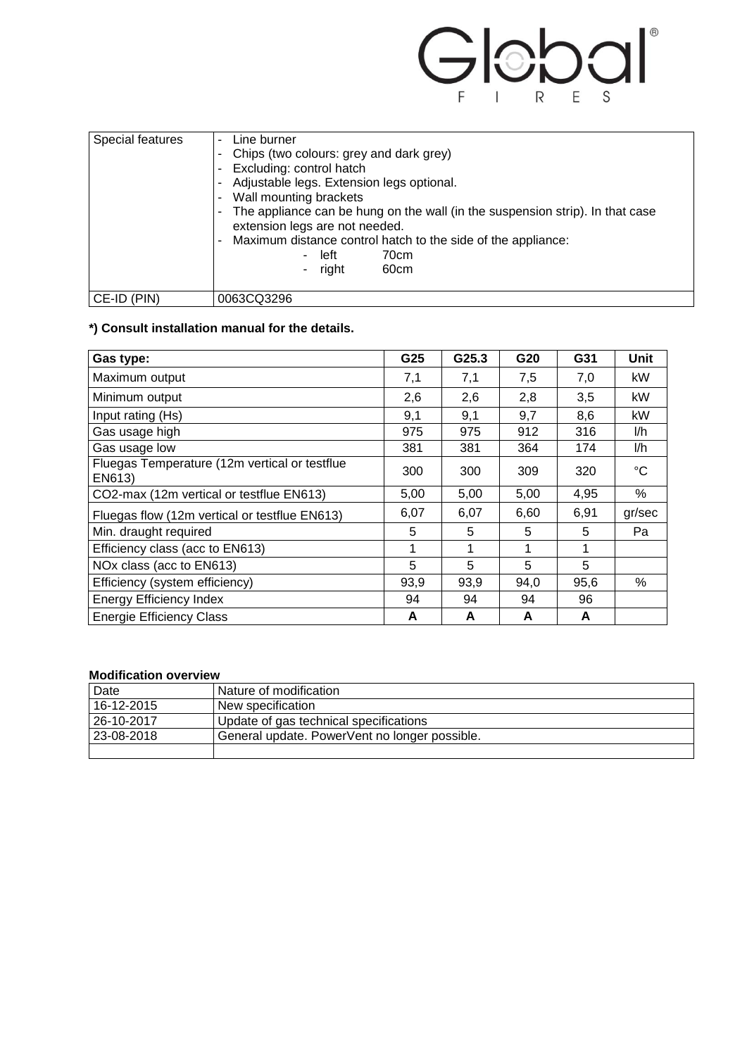| | |
|---|---|
| Special features | - Line burner<br>- Chips (two colours: grey and dark grey)<br>- Excluding: control hatch<br>- Adjustable legs. Extension legs optional.<br>- Wall mounting brackets<br>- The appliance can be hung on the wall (in the suspension strip). In that case extension legs are not needed.<br>- Maximum distance control hatch to the side of the appliance:<br>  - left 70cm<br>  - right 60cm |
| CE-ID (PIN) | 0063CQ3296 |

***) Consult installation manual for the details.**

| Gas type: | G25 | G25.3 | G20 | G31 | Unit |
|---|---|---|---|---|---|
| Maximum output | 7,1 | 7,1 | 7,5 | 7,0 | kW |
| Minimum output | 2,6 | 2,6 | 2,8 | 3,5 | kW |
| Input rating (Hs) | 9,1 | 9,1 | 9,7 | 8,6 | kW |
| Gas usage high | 975 | 975 | 912 | 316 | l/h |
| Gas usage low | 381 | 381 | 364 | 174 | l/h |
| Fluegas Temperature (12m vertical or testflue EN613) | 300 | 300 | 309 | 320 | °C |
| CO2-max (12m vertical or testflue EN613) | 5,00 | 5,00 | 5,00 | 4,95 | % |
| Fluegas flow (12m vertical or testflue EN613) | 6,07 | 6,07 | 6,60 | 6,91 | gr/sec |
| Min. draught required | 5 | 5 | 5 | 5 | Pa |
| Efficiency class (acc to EN613) | 1 | 1 | 1 | 1 | |
| NOx class (acc to EN613) | 5 | 5 | 5 | 5 | |
| Efficiency (system efficiency) | 93,9 | 93,9 | 94,0 | 95,6 | % |
| Energy Efficiency Index | 94 | 94 | 94 | 96 | |
| Energie Efficiency Class | **A** | **A** | **A** | **A** | |

**Modification overview**

| Date | Nature of modification |
|---|---|
| 16-12-2015 | New specification |
| 26-10-2017 | Update of gas technical specifications |
| 23-08-2018 | General update. PowerVent no longer possible. |
| | |